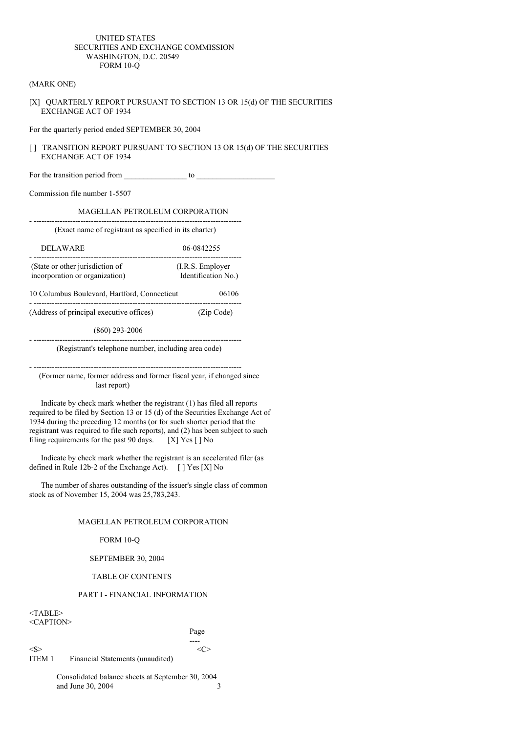UNITED STATES
SECURITIES AND EXCHANGE COMMISSION
WASHINGTON, D.C. 20549
FORM 10-Q

(MARK ONE)

[X] QUARTERLY REPORT PURSUANT TO SECTION 13 OR 15(d) OF THE SECURITIES EXCHANGE ACT OF 1934

For the quarterly period ended SEPTEMBER 30, 2004

[ ] TRANSITION REPORT PURSUANT TO SECTION 13 OR 15(d) OF THE SECURITIES EXCHANGE ACT OF 1934

For the transition period from ________________ to ____________________

Commission file number 1-5507

MAGELLAN PETROLEUM CORPORATION

(Exact name of registrant as specified in its charter)

| DELAWARE | 06-0842255 |
|---|---|
| (State or other jurisdiction of incorporation or organization) | (I.R.S. Employer Identification No.) |

| 10 Columbus Boulevard, Hartford, Connecticut | 06106 |
|---|---|
| (Address of principal executive offices) | (Zip Code) |

(860) 293-2006

(Registrant's telephone number, including area code)

(Former name, former address and former fiscal year, if changed since last report)

Indicate by check mark whether the registrant (1) has filed all reports required to be filed by Section 13 or 15 (d) of the Securities Exchange Act of 1934 during the preceding 12 months (or for such shorter period that the registrant was required to file such reports), and (2) has been subject to such filing requirements for the past 90 days. [X] Yes [ ] No

Indicate by check mark whether the registrant is an accelerated filer (as defined in Rule 12b-2 of the Exchange Act). [ ] Yes [X] No

The number of shares outstanding of the issuer's single class of common stock as of November 15, 2004 was 25,783,243.

MAGELLAN PETROLEUM CORPORATION

FORM 10-Q

SEPTEMBER 30, 2004

TABLE OF CONTENTS

PART I - FINANCIAL INFORMATION

| | | Page |
|---|---|---|
| ITEM 1 | Financial Statements (unaudited) | |
| | Consolidated balance sheets at September 30, 2004 and June 30, 2004 | 3 |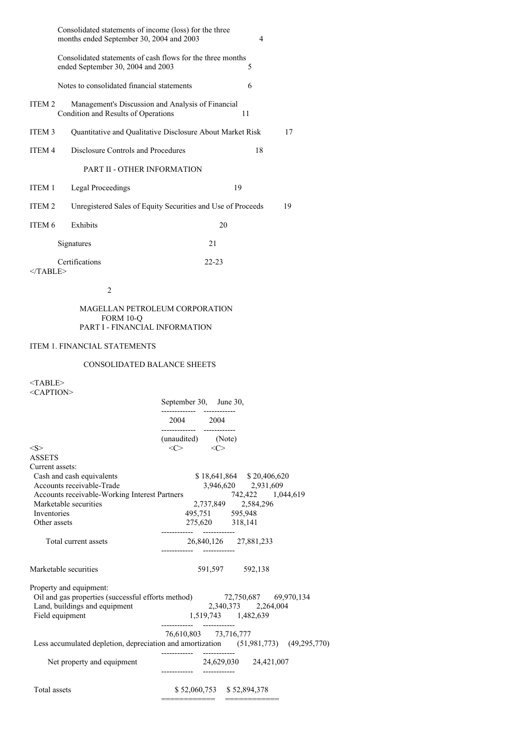| | | Page |
|---|---|---|
| | Consolidated statements of income (loss) for the three months ended September 30, 2004 and 2003 | 4 |
| | Consolidated statements of cash flows for the three months ended September 30, 2004 and 2003 | 5 |
| | Notes to consolidated financial statements | 6 |
| ITEM 2 | Management's Discussion and Analysis of Financial Condition and Results of Operations | 11 |
| ITEM 3 | Quantitative and Qualitative Disclosure About Market Risk | 17 |
| ITEM 4 | Disclosure Controls and Procedures | 18 |
| | PART II - OTHER INFORMATION | |
| ITEM 1 | Legal Proceedings | 19 |
| ITEM 2 | Unregistered Sales of Equity Securities and Use of Proceeds | 19 |
| ITEM 6 | Exhibits | 20 |
| | Signatures | 21 |
| | Certifications | 22-23 |

MAGELLAN PETROLEUM CORPORATION
FORM 10-Q
PART I - FINANCIAL INFORMATION

## ITEM 1. FINANCIAL STATEMENTS

### CONSOLIDATED BALANCE SHEETS

| | September 30, 2004 (unaudited) | June 30, 2004 (Note) |
|---|---|---|
| **ASSETS** | | |
| Current assets: | | |
| Cash and cash equivalents | $ 18,641,864 | $ 20,406,620 |
| Accounts receivable-Trade | 3,946,620 | 2,931,609 |
| Accounts receivable-Working Interest Partners | 742,422 | 1,044,619 |
| Marketable securities | 2,737,849 | 2,584,296 |
| Inventories | 495,751 | 595,948 |
| Other assets | 275,620 | 318,141 |
| Total current assets | 26,840,126 | 27,881,233 |
| Marketable securities | 591,597 | 592,138 |
| Property and equipment: | | |
| Oil and gas properties (successful efforts method) | 72,750,687 | 69,970,134 |
| Land, buildings and equipment | 2,340,373 | 2,264,004 |
| Field equipment | 1,519,743 | 1,482,639 |
| | 76,610,803 | 73,716,777 |
| Less accumulated depletion, depreciation and amortization | (51,981,773) | (49,295,770) |
| Net property and equipment | 24,629,030 | 24,421,007 |
| Total assets | $ 52,060,753 | $ 52,894,378 |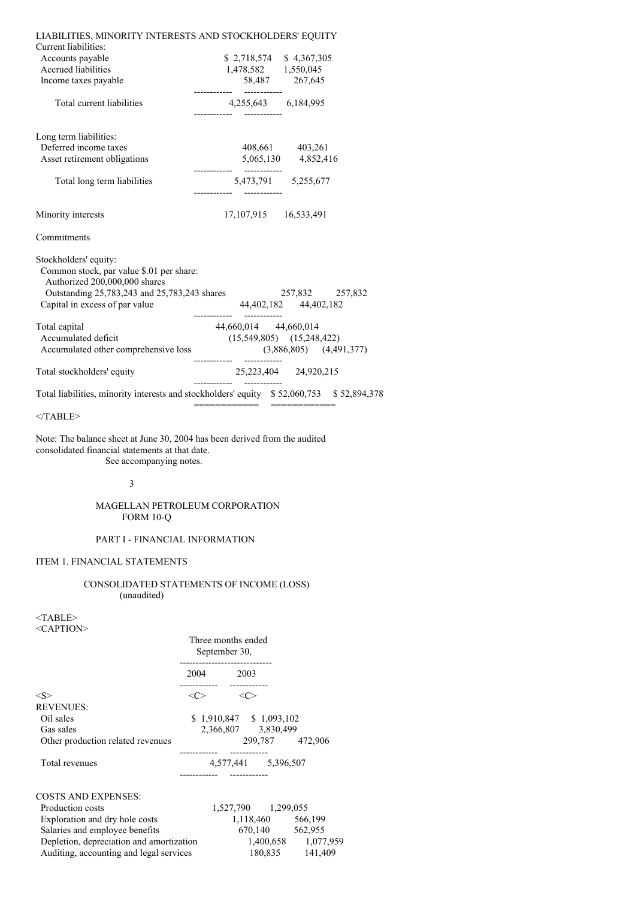| LIABILITIES, MINORITY INTERESTS AND STOCKHOLDERS' EQUITY | | |
|---|---|---|
| Current liabilities: | | |
| Accounts payable | $ 2,718,574 | $ 4,367,305 |
| Accrued liabilities | 1,478,582 | 1,550,045 |
| Income taxes payable | 58,487 | 267,645 |
| Total current liabilities | 4,255,643 | 6,184,995 |
| Long term liabilities: | | |
| Deferred income taxes | 408,661 | 403,261 |
| Asset retirement obligations | 5,065,130 | 4,852,416 |
| Total long term liabilities | 5,473,791 | 5,255,677 |
| Minority interests | 17,107,915 | 16,533,491 |
| Commitments | | |
| Stockholders' equity: | | |
| Common stock, par value $.01 per share: Authorized 200,000,000 shares Outstanding 25,783,243 and 25,783,243 shares | 257,832 | 257,832 |
| Capital in excess of par value | 44,402,182 | 44,402,182 |
| Total capital | 44,660,014 | 44,660,014 |
| Accumulated deficit | (15,549,805) | (15,248,422) |
| Accumulated other comprehensive loss | (3,886,805) | (4,491,377) |
| Total stockholders' equity | 25,223,404 | 24,920,215 |
| Total liabilities, minority interests and stockholders' equity | $ 52,060,753 | $ 52,894,378 |

Note: The balance sheet at June 30, 2004 has been derived from the audited consolidated financial statements at that date.
See accompanying notes.

MAGELLAN PETROLEUM CORPORATION
FORM 10-Q

PART I - FINANCIAL INFORMATION

ITEM 1. FINANCIAL STATEMENTS

CONSOLIDATED STATEMENTS OF INCOME (LOSS)
(unaudited)

| | Three months ended September 30, | |
|---|---|---|
| | 2004 | 2003 |
| REVENUES: | | |
| Oil sales | $ 1,910,847 | $ 1,093,102 |
| Gas sales | 2,366,807 | 3,830,499 |
| Other production related revenues | 299,787 | 472,906 |
| Total revenues | 4,577,441 | 5,396,507 |
| COSTS AND EXPENSES: | | |
| Production costs | 1,527,790 | 1,299,055 |
| Exploration and dry hole costs | 1,118,460 | 566,199 |
| Salaries and employee benefits | 670,140 | 562,955 |
| Depletion, depreciation and amortization | 1,400,658 | 1,077,959 |
| Auditing, accounting and legal services | 180,835 | 141,409 |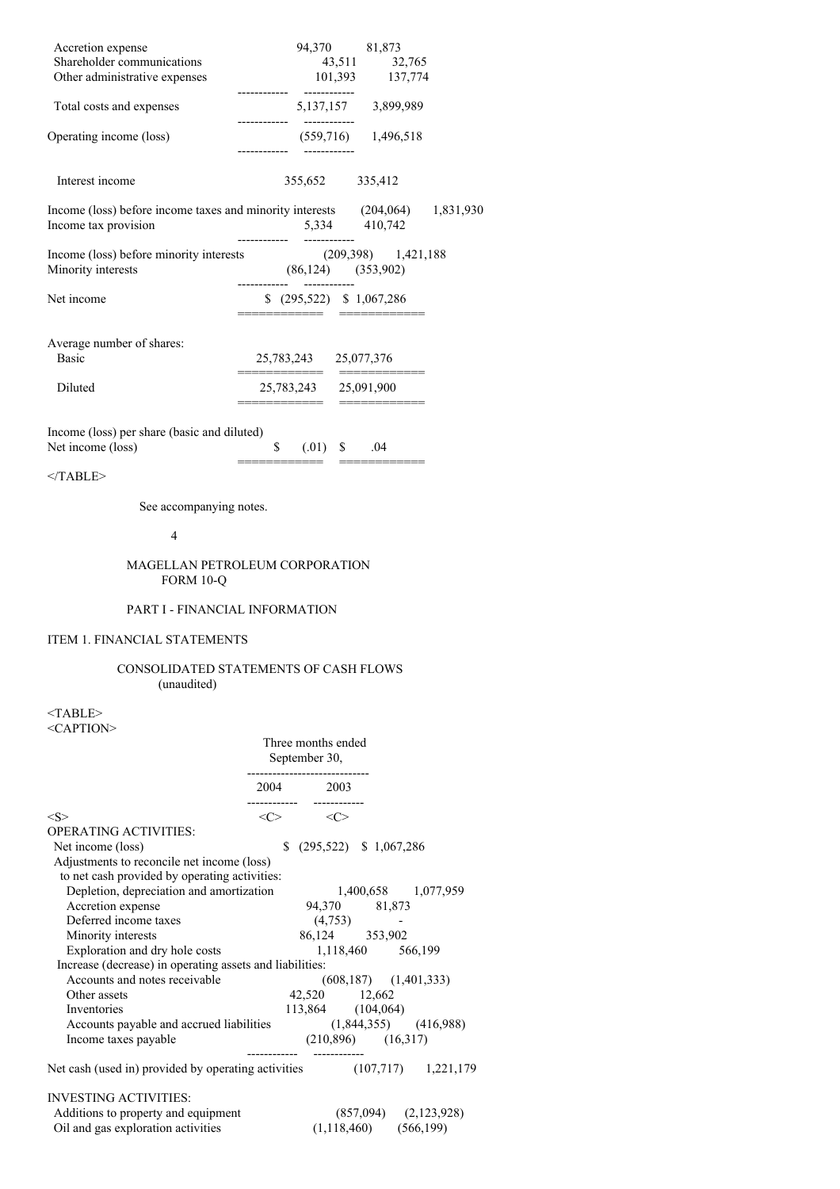| | | |
|---|---|---|
| Accretion expense | 94,370 | 81,873 |
| Shareholder communications | 43,511 | 32,765 |
| Other administrative expenses | 101,393 | 137,774 |
| Total costs and expenses | 5,137,157 | 3,899,989 |
| Operating income (loss) | (559,716) | 1,496,518 |
| Interest income | 355,652 | 335,412 |
| Income (loss) before income taxes and minority interests | (204,064) | 1,831,930 |
| Income tax provision | 5,334 | 410,742 |
| Income (loss) before minority interests | (209,398) | 1,421,188 |
| Minority interests | (86,124) | (353,902) |
| Net income | $ (295,522) | $ 1,067,286 |
| Average number of shares: | | |
| Basic | 25,783,243 | 25,077,376 |
| Diluted | 25,783,243 | 25,091,900 |
| Income (loss) per share (basic and diluted) | | |
| Net income (loss) | $ (.01) | $ .04 |

</TABLE>

See accompanying notes.

MAGELLAN PETROLEUM CORPORATION
FORM 10-Q

PART I - FINANCIAL INFORMATION

ITEM 1. FINANCIAL STATEMENTS

CONSOLIDATED STATEMENTS OF CASH FLOWS
(unaudited)

<TABLE>
<CAPTION>

| | Three months ended September 30, | |
|---|---|---|
| | 2004 | 2003 |
| OPERATING ACTIVITIES: | | |
| Net income (loss) | $ (295,522) | $ 1,067,286 |
| Adjustments to reconcile net income (loss) to net cash provided by operating activities: | | |
| Depletion, depreciation and amortization | 1,400,658 | 1,077,959 |
| Accretion expense | 94,370 | 81,873 |
| Deferred income taxes | (4,753) | - |
| Minority interests | 86,124 | 353,902 |
| Exploration and dry hole costs | 1,118,460 | 566,199 |
| Increase (decrease) in operating assets and liabilities: | | |
| Accounts and notes receivable | (608,187) | (1,401,333) |
| Other assets | 42,520 | 12,662 |
| Inventories | 113,864 | (104,064) |
| Accounts payable and accrued liabilities | (1,844,355) | (416,988) |
| Income taxes payable | (210,896) | (16,317) |
| Net cash (used in) provided by operating activities | (107,717) | 1,221,179 |
| INVESTING ACTIVITIES: | | |
| Additions to property and equipment | (857,094) | (2,123,928) |
| Oil and gas exploration activities | (1,118,460) | (566,199) |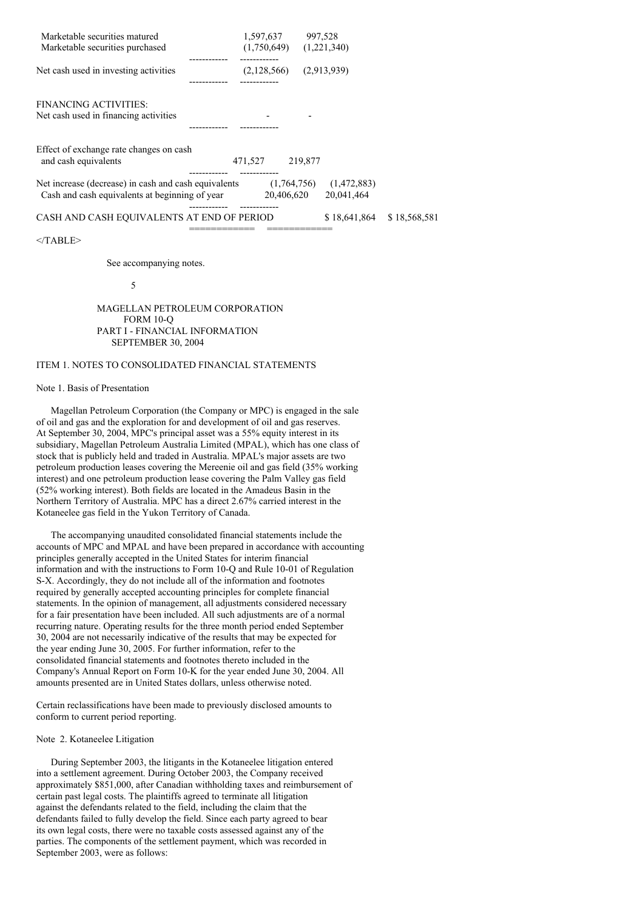| | | |
|---|---|---|
| Marketable securities matured | 1,597,637 | 997,528 |
| Marketable securities purchased | (1,750,649) | (1,221,340) |
| Net cash used in investing activities | (2,128,566) | (2,913,939) |
| FINANCING ACTIVITIES: | | |
| Net cash used in financing activities | - | - |
| Effect of exchange rate changes on cash and cash equivalents | 471,527 | 219,877 |
| Net increase (decrease) in cash and cash equivalents | (1,764,756) | (1,472,883) |
| Cash and cash equivalents at beginning of year | 20,406,620 | 20,041,464 |
| CASH AND CASH EQUIVALENTS AT END OF PERIOD | $ 18,641,864 | $ 18,568,581 |

</TABLE>

See accompanying notes.

MAGELLAN PETROLEUM CORPORATION
FORM 10-Q
PART I - FINANCIAL INFORMATION
SEPTEMBER 30, 2004

## ITEM 1. NOTES TO CONSOLIDATED FINANCIAL STATEMENTS

### Note 1. Basis of Presentation

Magellan Petroleum Corporation (the Company or MPC) is engaged in the sale of oil and gas and the exploration for and development of oil and gas reserves. At September 30, 2004, MPC's principal asset was a 55% equity interest in its subsidiary, Magellan Petroleum Australia Limited (MPAL), which has one class of stock that is publicly held and traded in Australia. MPAL's major assets are two petroleum production leases covering the Mereenie oil and gas field (35% working interest) and one petroleum production lease covering the Palm Valley gas field (52% working interest). Both fields are located in the Amadeus Basin in the Northern Territory of Australia. MPC has a direct 2.67% carried interest in the Kotaneelee gas field in the Yukon Territory of Canada.

The accompanying unaudited consolidated financial statements include the accounts of MPC and MPAL and have been prepared in accordance with accounting principles generally accepted in the United States for interim financial information and with the instructions to Form 10-Q and Rule 10-01 of Regulation S-X. Accordingly, they do not include all of the information and footnotes required by generally accepted accounting principles for complete financial statements. In the opinion of management, all adjustments considered necessary for a fair presentation have been included. All such adjustments are of a normal recurring nature. Operating results for the three month period ended September 30, 2004 are not necessarily indicative of the results that may be expected for the year ending June 30, 2005. For further information, refer to the consolidated financial statements and footnotes thereto included in the Company's Annual Report on Form 10-K for the year ended June 30, 2004. All amounts presented are in United States dollars, unless otherwise noted.

Certain reclassifications have been made to previously disclosed amounts to conform to current period reporting.

### Note 2. Kotaneelee Litigation

During September 2003, the litigants in the Kotaneelee litigation entered into a settlement agreement. During October 2003, the Company received approximately $851,000, after Canadian withholding taxes and reimbursement of certain past legal costs. The plaintiffs agreed to terminate all litigation against the defendants related to the field, including the claim that the defendants failed to fully develop the field. Since each party agreed to bear its own legal costs, there were no taxable costs assessed against any of the parties. The components of the settlement payment, which was recorded in September 2003, were as follows: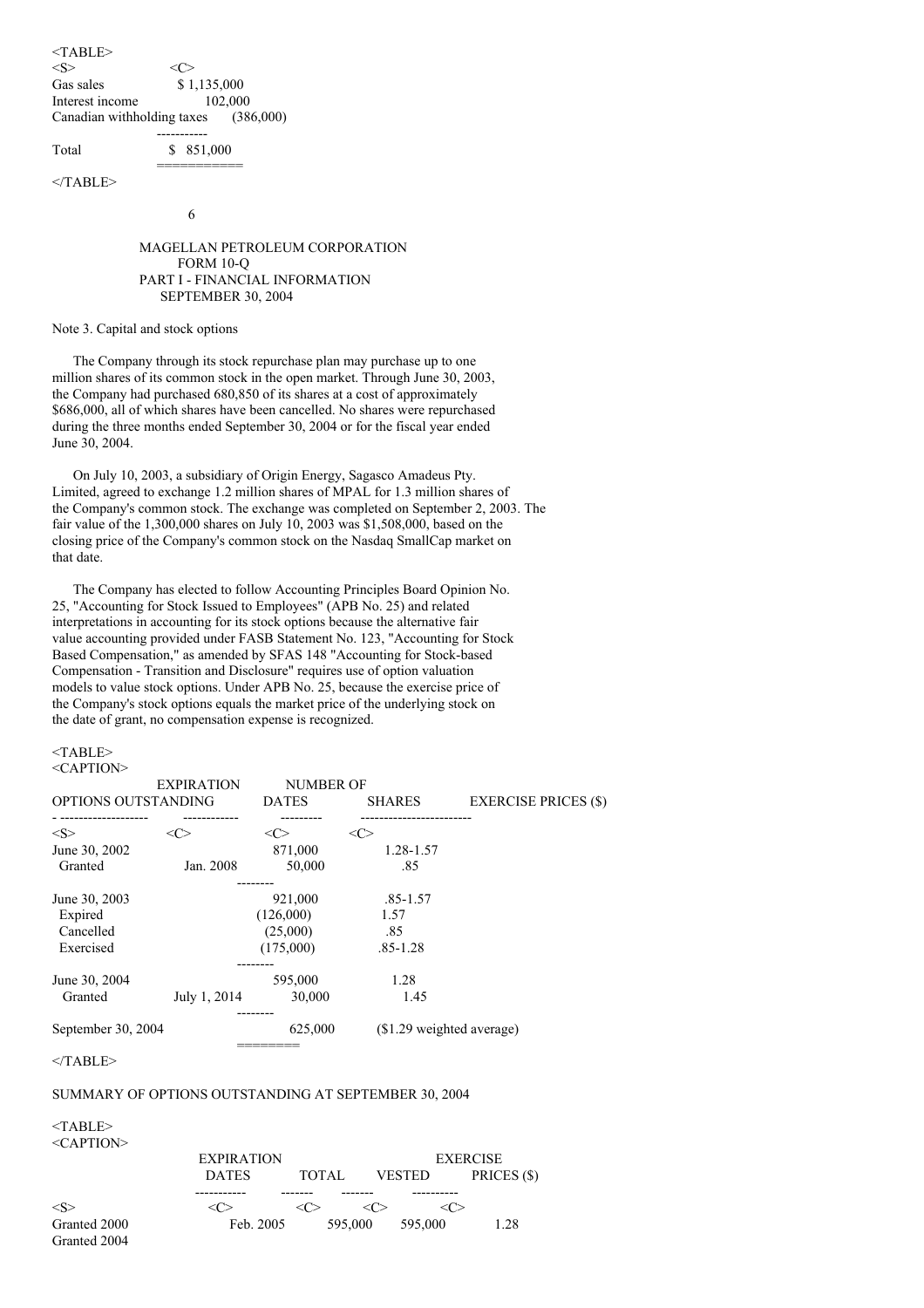| | |
|---|---|
| Gas sales | $ 1,135,000 |
| Interest income | 102,000 |
| Canadian withholding taxes | (386,000) |
| Total | $ 851,000 |

MAGELLAN PETROLEUM CORPORATION
FORM 10-Q
PART I - FINANCIAL INFORMATION
SEPTEMBER 30, 2004

Note 3. Capital and stock options

The Company through its stock repurchase plan may purchase up to one million shares of its common stock in the open market. Through June 30, 2003, the Company had purchased 680,850 of its shares at a cost of approximately $686,000, all of which shares have been cancelled. No shares were repurchased during the three months ended September 30, 2004 or for the fiscal year ended June 30, 2004.

On July 10, 2003, a subsidiary of Origin Energy, Sagasco Amadeus Pty. Limited, agreed to exchange 1.2 million shares of MPAL for 1.3 million shares of the Company's common stock. The exchange was completed on September 2, 2003. The fair value of the 1,300,000 shares on July 10, 2003 was $1,508,000, based on the closing price of the Company's common stock on the Nasdaq SmallCap market on that date.

The Company has elected to follow Accounting Principles Board Opinion No. 25, "Accounting for Stock Issued to Employees" (APB No. 25) and related interpretations in accounting for its stock options because the alternative fair value accounting provided under FASB Statement No. 123, "Accounting for Stock Based Compensation," as amended by SFAS 148 "Accounting for Stock-based Compensation - Transition and Disclosure" requires use of option valuation models to value stock options. Under APB No. 25, because the exercise price of the Company's stock options equals the market price of the underlying stock on the date of grant, no compensation expense is recognized.

| OPTIONS OUTSTANDING | EXPIRATION DATES | NUMBER OF SHARES | EXERCISE PRICES ($) |
|---|---|---|---|
| June 30, 2002 | | 871,000 | 1.28-1.57 |
| Granted | Jan. 2008 | 50,000 | .85 |
| June 30, 2003 | | 921,000 | .85-1.57 |
| Expired | | (126,000) | 1.57 |
| Cancelled | | (25,000) | .85 |
| Exercised | | (175,000) | .85-1.28 |
| June 30, 2004 | | 595,000 | 1.28 |
| Granted | July 1, 2014 | 30,000 | 1.45 |
| September 30, 2004 | | 625,000 | ($1.29 weighted average) |

SUMMARY OF OPTIONS OUTSTANDING AT SEPTEMBER 30, 2004

| | EXPIRATION DATES | TOTAL | VESTED | EXERCISE PRICES ($) |
|---|---|---|---|---|
| Granted 2000 | Feb. 2005 | 595,000 | 595,000 | 1.28 |
| Granted 2004 | | | | |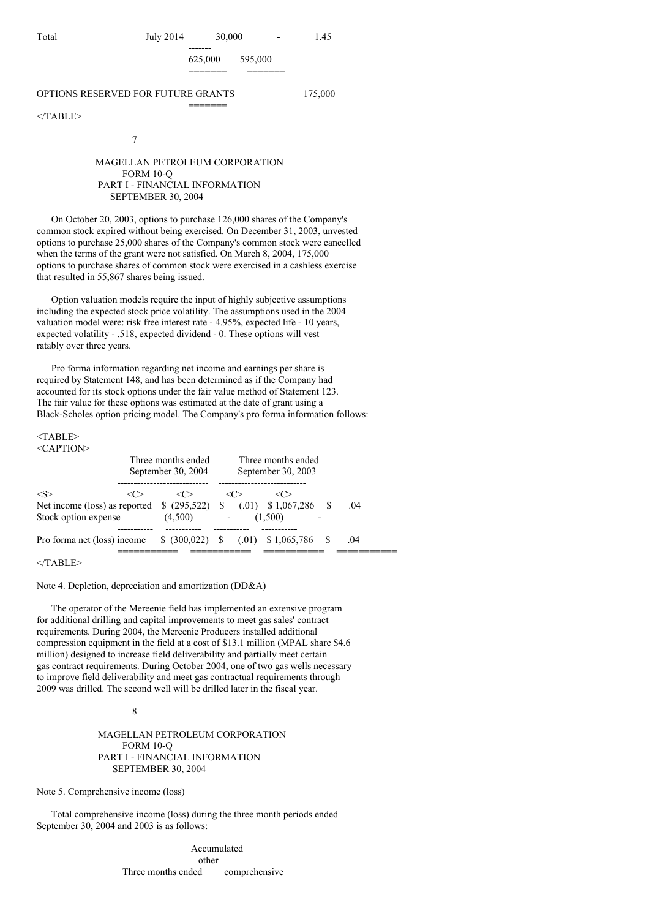| Total | July 2014 | 30,000 | - | 1.45 |
|---|---|---|---|---|
| | | 625,000 | 595,000 | |

| OPTIONS RESERVED FOR FUTURE GRANTS | 175,000 |
|---|---|

## MAGELLAN PETROLEUM CORPORATION
### FORM 10-Q
### PART I - FINANCIAL INFORMATION
### SEPTEMBER 30, 2004

On October 20, 2003, options to purchase 126,000 shares of the Company's common stock expired without being exercised. On December 31, 2003, unvested options to purchase 25,000 shares of the Company's common stock were cancelled when the terms of the grant were not satisfied. On March 8, 2004, 175,000 options to purchase shares of common stock were exercised in a cashless exercise that resulted in 55,867 shares being issued.

Option valuation models require the input of highly subjective assumptions including the expected stock price volatility. The assumptions used in the 2004 valuation model were: risk free interest rate - 4.95%, expected life - 10 years, expected volatility - .518, expected dividend - 0. These options will vest ratably over three years.

Pro forma information regarding net income and earnings per share is required by Statement 148, and has been determined as if the Company had accounted for its stock options under the fair value method of Statement 123. The fair value for these options was estimated at the date of grant using a Black-Scholes option pricing model. The Company's pro forma information follows:

| | Three months ended September 30, 2004 | | Three months ended September 30, 2003 | |
|---|---|---|---|---|
| Net income (loss) as reported | $ (295,522) | $ (.01) | $ 1,067,286 | $ .04 |
| Stock option expense | (4,500) | - | (1,500) | - |
| Pro forma net (loss) income | $ (300,022) | $ (.01) | $ 1,065,786 | $ .04 |

Note 4. Depletion, depreciation and amortization (DD&A)

The operator of the Mereenie field has implemented an extensive program for additional drilling and capital improvements to meet gas sales' contract requirements. During 2004, the Mereenie Producers installed additional compression equipment in the field at a cost of $13.1 million (MPAL share $4.6 million) designed to increase field deliverability and partially meet certain gas contract requirements. During October 2004, one of two gas wells necessary to improve field deliverability and meet gas contractual requirements through 2009 was drilled. The second well will be drilled later in the fiscal year.

## MAGELLAN PETROLEUM CORPORATION
### FORM 10-Q
### PART I - FINANCIAL INFORMATION
### SEPTEMBER 30, 2004

Note 5. Comprehensive income (loss)

Total comprehensive income (loss) during the three month periods ended September 30, 2004 and 2003 is as follows:

| Three months ended | Accumulated other comprehensive |
|---|---|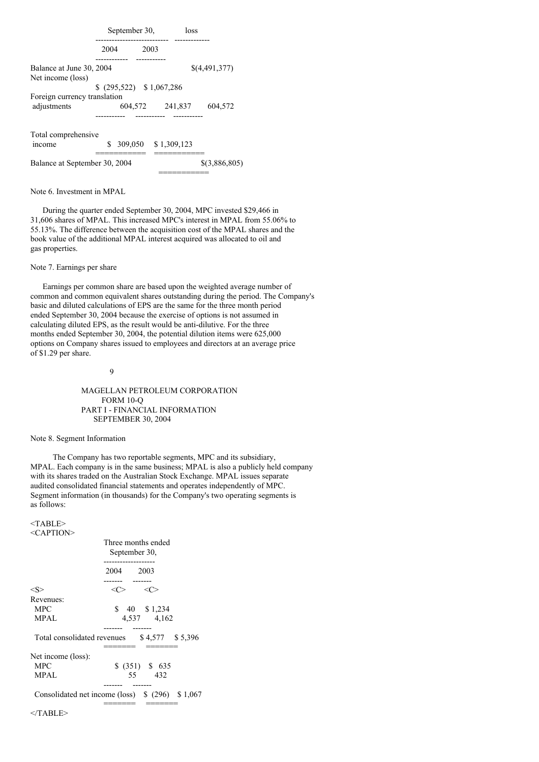| | September 30, | | loss |
|---|---|---|---|
| | 2004 | 2003 | |
| Balance at June 30, 2004 | | | $(4,491,377) |
| Net income (loss) | $ (295,522) | $ 1,067,286 | |
| Foreign currency translation adjustments | 604,572 | 241,837 | 604,572 |
| Total comprehensive income | $ 309,050 | $ 1,309,123 | |
| Balance at September 30, 2004 | | | $(3,886,805) |

Note 6. Investment in MPAL

During the quarter ended September 30, 2004, MPC invested $29,466 in 31,606 shares of MPAL. This increased MPC's interest in MPAL from 55.06% to 55.13%. The difference between the acquisition cost of the MPAL shares and the book value of the additional MPAL interest acquired was allocated to oil and gas properties.

Note 7. Earnings per share

Earnings per common share are based upon the weighted average number of common and common equivalent shares outstanding during the period. The Company's basic and diluted calculations of EPS are the same for the three month period ended September 30, 2004 because the exercise of options is not assumed in calculating diluted EPS, as the result would be anti-dilutive. For the three months ended September 30, 2004, the potential dilution items were 625,000 options on Company shares issued to employees and directors at an average price of $1.29 per share.

Note 8. Segment Information

The Company has two reportable segments, MPC and its subsidiary, MPAL. Each company is in the same business; MPAL is also a publicly held company with its shares traded on the Australian Stock Exchange. MPAL issues separate audited consolidated financial statements and operates independently of MPC. Segment information (in thousands) for the Company's two operating segments is as follows:

| | Three months ended September 30, | |
|---|---|---|
| | 2004 | 2003 |
| Revenues: | | |
| MPC | $ 40 | $ 1,234 |
| MPAL | 4,537 | 4,162 |
| Total consolidated revenues | $ 4,577 | $ 5,396 |
| Net income (loss): | | |
| MPC | $ (351) | $ 635 |
| MPAL | 55 | 432 |
| Consolidated net income (loss) | $ (296) | $ 1,067 |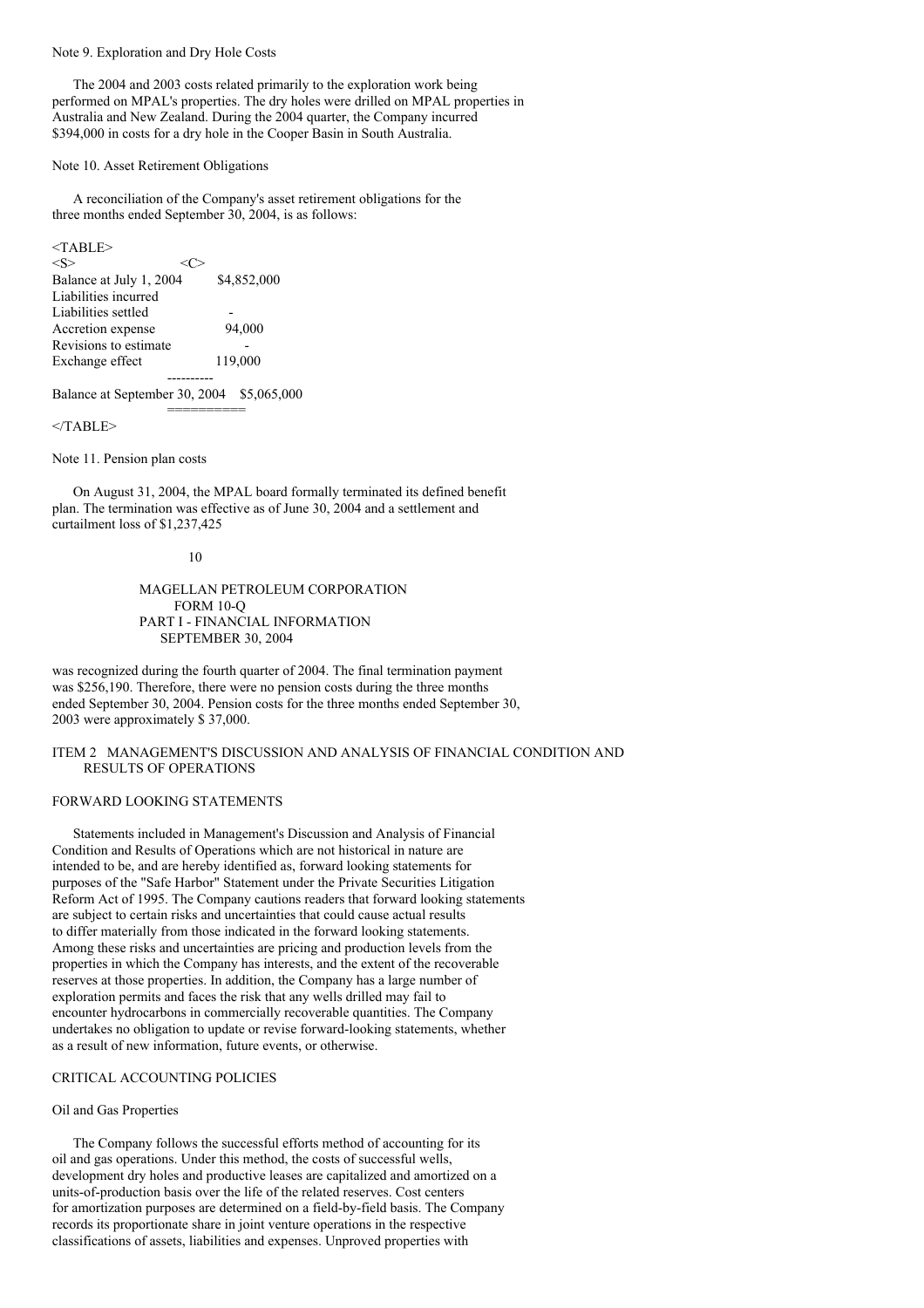Note 9. Exploration and Dry Hole Costs

The 2004 and 2003 costs related primarily to the exploration work being performed on MPAL's properties. The dry holes were drilled on MPAL properties in Australia and New Zealand. During the 2004 quarter, the Company incurred $394,000 in costs for a dry hole in the Cooper Basin in South Australia.

Note 10. Asset Retirement Obligations

A reconciliation of the Company's asset retirement obligations for the three months ended September 30, 2004, is as follows:

| | |
|---|---|
| Balance at July 1, 2004 | $4,852,000 |
| Liabilities incurred | |
| Liabilities settled | - |
| Accretion expense | 94,000 |
| Revisions to estimate | - |
| Exchange effect | 119,000 |
| Balance at September 30, 2004 | $5,065,000 |

Note 11. Pension plan costs

On August 31, 2004, the MPAL board formally terminated its defined benefit plan. The termination was effective as of June 30, 2004 and a settlement and curtailment loss of $1,237,425 was recognized during the fourth quarter of 2004. The final termination payment was $256,190. Therefore, there were no pension costs during the three months ended September 30, 2004. Pension costs for the three months ended September 30, 2003 were approximately $ 37,000.

## ITEM 2 MANAGEMENT'S DISCUSSION AND ANALYSIS OF FINANCIAL CONDITION AND RESULTS OF OPERATIONS

### FORWARD LOOKING STATEMENTS

Statements included in Management's Discussion and Analysis of Financial Condition and Results of Operations which are not historical in nature are intended to be, and are hereby identified as, forward looking statements for purposes of the "Safe Harbor" Statement under the Private Securities Litigation Reform Act of 1995. The Company cautions readers that forward looking statements are subject to certain risks and uncertainties that could cause actual results to differ materially from those indicated in the forward looking statements. Among these risks and uncertainties are pricing and production levels from the properties in which the Company has interests, and the extent of the recoverable reserves at those properties. In addition, the Company has a large number of exploration permits and faces the risk that any wells drilled may fail to encounter hydrocarbons in commercially recoverable quantities. The Company undertakes no obligation to update or revise forward-looking statements, whether as a result of new information, future events, or otherwise.

### CRITICAL ACCOUNTING POLICIES

Oil and Gas Properties

The Company follows the successful efforts method of accounting for its oil and gas operations. Under this method, the costs of successful wells, development dry holes and productive leases are capitalized and amortized on a units-of-production basis over the life of the related reserves. Cost centers for amortization purposes are determined on a field-by-field basis. The Company records its proportionate share in joint venture operations in the respective classifications of assets, liabilities and expenses. Unproved properties with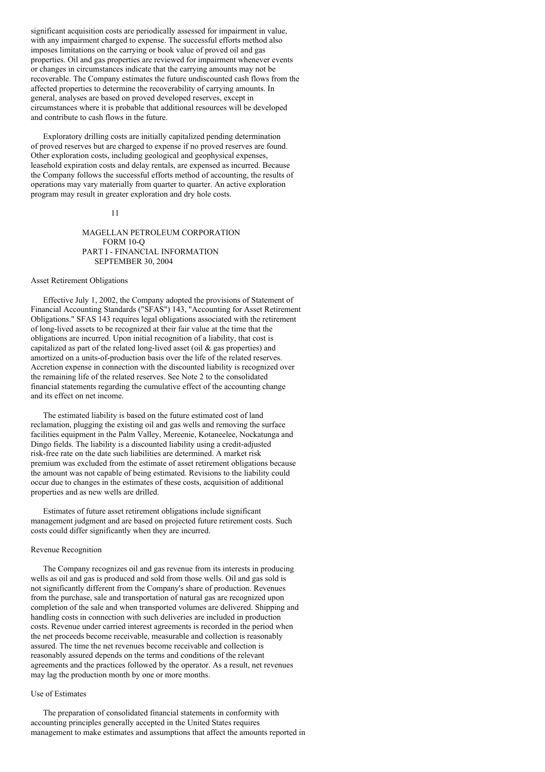significant acquisition costs are periodically assessed for impairment in value, with any impairment charged to expense. The successful efforts method also imposes limitations on the carrying or book value of proved oil and gas properties. Oil and gas properties are reviewed for impairment whenever events or changes in circumstances indicate that the carrying amounts may not be recoverable. The Company estimates the future undiscounted cash flows from the affected properties to determine the recoverability of carrying amounts. In general, analyses are based on proved developed reserves, except in circumstances where it is probable that additional resources will be developed and contribute to cash flows in the future.

Exploratory drilling costs are initially capitalized pending determination of proved reserves but are charged to expense if no proved reserves are found. Other exploration costs, including geological and geophysical expenses, leasehold expiration costs and delay rentals, are expensed as incurred. Because the Company follows the successful efforts method of accounting, the results of operations may vary materially from quarter to quarter. An active exploration program may result in greater exploration and dry hole costs.

### Asset Retirement Obligations

Effective July 1, 2002, the Company adopted the provisions of Statement of Financial Accounting Standards ("SFAS") 143, "Accounting for Asset Retirement Obligations." SFAS 143 requires legal obligations associated with the retirement of long-lived assets to be recognized at their fair value at the time that the obligations are incurred. Upon initial recognition of a liability, that cost is capitalized as part of the related long-lived asset (oil & gas properties) and amortized on a units-of-production basis over the life of the related reserves. Accretion expense in connection with the discounted liability is recognized over the remaining life of the related reserves. See Note 2 to the consolidated financial statements regarding the cumulative effect of the accounting change and its effect on net income.

The estimated liability is based on the future estimated cost of land reclamation, plugging the existing oil and gas wells and removing the surface facilities equipment in the Palm Valley, Mereenie, Kotaneelee, Nockatunga and Dingo fields. The liability is a discounted liability using a credit-adjusted risk-free rate on the date such liabilities are determined. A market risk premium was excluded from the estimate of asset retirement obligations because the amount was not capable of being estimated. Revisions to the liability could occur due to changes in the estimates of these costs, acquisition of additional properties and as new wells are drilled.

Estimates of future asset retirement obligations include significant management judgment and are based on projected future retirement costs. Such costs could differ significantly when they are incurred.

### Revenue Recognition

The Company recognizes oil and gas revenue from its interests in producing wells as oil and gas is produced and sold from those wells. Oil and gas sold is not significantly different from the Company's share of production. Revenues from the purchase, sale and transportation of natural gas are recognized upon completion of the sale and when transported volumes are delivered. Shipping and handling costs in connection with such deliveries are included in production costs. Revenue under carried interest agreements is recorded in the period when the net proceeds become receivable, measurable and collection is reasonably assured. The time the net revenues become receivable and collection is reasonably assured depends on the terms and conditions of the relevant agreements and the practices followed by the operator. As a result, net revenues may lag the production month by one or more months.

### Use of Estimates

The preparation of consolidated financial statements in conformity with accounting principles generally accepted in the United States requires management to make estimates and assumptions that affect the amounts reported in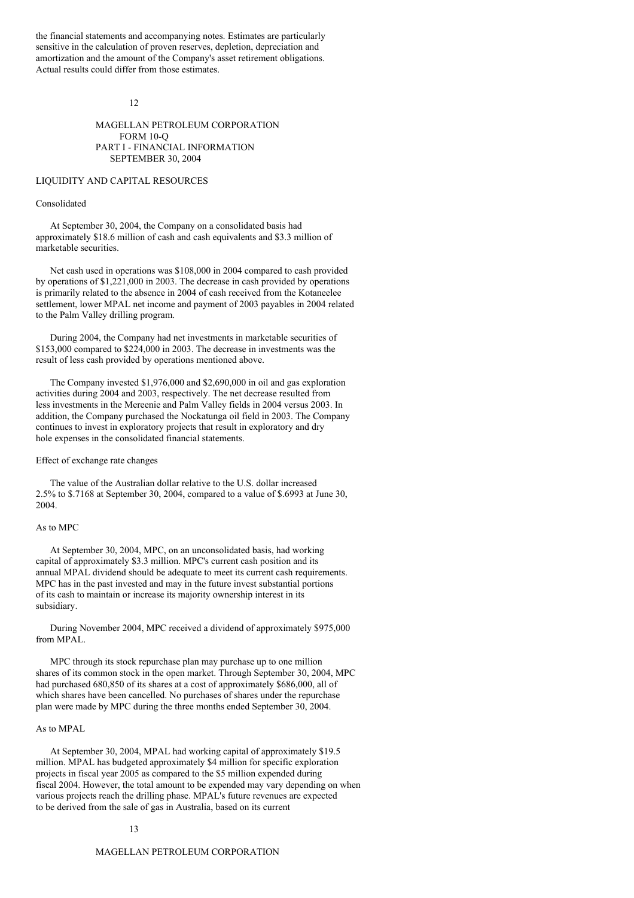the financial statements and accompanying notes. Estimates are particularly sensitive in the calculation of proven reserves, depletion, depreciation and amortization and the amount of the Company's asset retirement obligations. Actual results could differ from those estimates.

## LIQUIDITY AND CAPITAL RESOURCES

### Consolidated

At September 30, 2004, the Company on a consolidated basis had approximately $18.6 million of cash and cash equivalents and $3.3 million of marketable securities.

Net cash used in operations was $108,000 in 2004 compared to cash provided by operations of $1,221,000 in 2003. The decrease in cash provided by operations is primarily related to the absence in 2004 of cash received from the Kotaneelee settlement, lower MPAL net income and payment of 2003 payables in 2004 related to the Palm Valley drilling program.

During 2004, the Company had net investments in marketable securities of $153,000 compared to $224,000 in 2003. The decrease in investments was the result of less cash provided by operations mentioned above.

The Company invested $1,976,000 and $2,690,000 in oil and gas exploration activities during 2004 and 2003, respectively. The net decrease resulted from less investments in the Mereenie and Palm Valley fields in 2004 versus 2003. In addition, the Company purchased the Nockatunga oil field in 2003. The Company continues to invest in exploratory projects that result in exploratory and dry hole expenses in the consolidated financial statements.

### Effect of exchange rate changes

The value of the Australian dollar relative to the U.S. dollar increased 2.5% to $.7168 at September 30, 2004, compared to a value of $.6993 at June 30, 2004.

### As to MPC

At September 30, 2004, MPC, on an unconsolidated basis, had working capital of approximately $3.3 million. MPC's current cash position and its annual MPAL dividend should be adequate to meet its current cash requirements. MPC has in the past invested and may in the future invest substantial portions of its cash to maintain or increase its majority ownership interest in its subsidiary.

During November 2004, MPC received a dividend of approximately $975,000 from MPAL.

MPC through its stock repurchase plan may purchase up to one million shares of its common stock in the open market. Through September 30, 2004, MPC had purchased 680,850 of its shares at a cost of approximately $686,000, all of which shares have been cancelled. No purchases of shares under the repurchase plan were made by MPC during the three months ended September 30, 2004.

### As to MPAL

At September 30, 2004, MPAL had working capital of approximately $19.5 million. MPAL has budgeted approximately $4 million for specific exploration projects in fiscal year 2005 as compared to the $5 million expended during fiscal 2004. However, the total amount to be expended may vary depending on when various projects reach the drilling phase. MPAL's future revenues are expected to be derived from the sale of gas in Australia, based on its current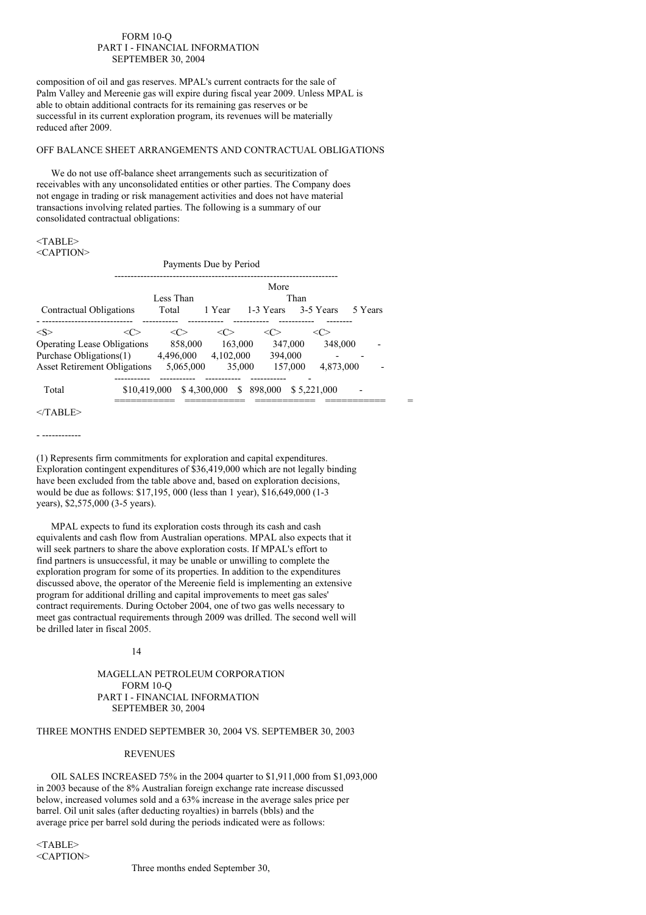composition of oil and gas reserves. MPAL's current contracts for the sale of Palm Valley and Mereenie gas will expire during fiscal year 2009. Unless MPAL is able to obtain additional contracts for its remaining gas reserves or be successful in its current exploration program, its revenues will be materially reduced after 2009.

## OFF BALANCE SHEET ARRANGEMENTS AND CONTRACTUAL OBLIGATIONS

We do not use off-balance sheet arrangements such as securitization of receivables with any unconsolidated entities or other parties. The Company does not engage in trading or risk management activities and does not have material transactions involving related parties. The following is a summary of our consolidated contractual obligations:

| Contractual Obligations | Payments Due by Period | | | | |
|---|---|---|---|---|---|
| | Total | Less Than 1 Year | 1-3 Years | 3-5 Years | More Than 5 Years |
| Operating Lease Obligations | 858,000 | 163,000 | 347,000 | 348,000 | - |
| Purchase Obligations(1) | 4,496,000 | 4,102,000 | 394,000 | - | - |
| Asset Retirement Obligations | 5,065,000 | 35,000 | 157,000 | 4,873,000 | - |
| Total | $10,419,000 | $ 4,300,000 | $ 898,000 | $ 5,221,000 | - |

(1) Represents firm commitments for exploration and capital expenditures. Exploration contingent expenditures of $36,419,000 which are not legally binding have been excluded from the table above and, based on exploration decisions, would be due as follows: $17,195, 000 (less than 1 year), $16,649,000 (1-3 years), $2,575,000 (3-5 years).

MPAL expects to fund its exploration costs through its cash and cash equivalents and cash flow from Australian operations. MPAL also expects that it will seek partners to share the above exploration costs. If MPAL's effort to find partners is unsuccessful, it may be unable or unwilling to complete the exploration program for some of its properties. In addition to the expenditures discussed above, the operator of the Mereenie field is implementing an extensive program for additional drilling and capital improvements to meet gas sales' contract requirements. During October 2004, one of two gas wells necessary to meet gas contractual requirements through 2009 was drilled. The second well will be drilled later in fiscal 2005.

## THREE MONTHS ENDED SEPTEMBER 30, 2004 VS. SEPTEMBER 30, 2003

### REVENUES

OIL SALES INCREASED 75% in the 2004 quarter to $1,911,000 from $1,093,000 in 2003 because of the 8% Australian foreign exchange rate increase discussed below, increased volumes sold and a 63% increase in the average sales price per barrel. Oil unit sales (after deducting royalties) in barrels (bbls) and the average price per barrel sold during the periods indicated were as follows:

Three months ended September 30,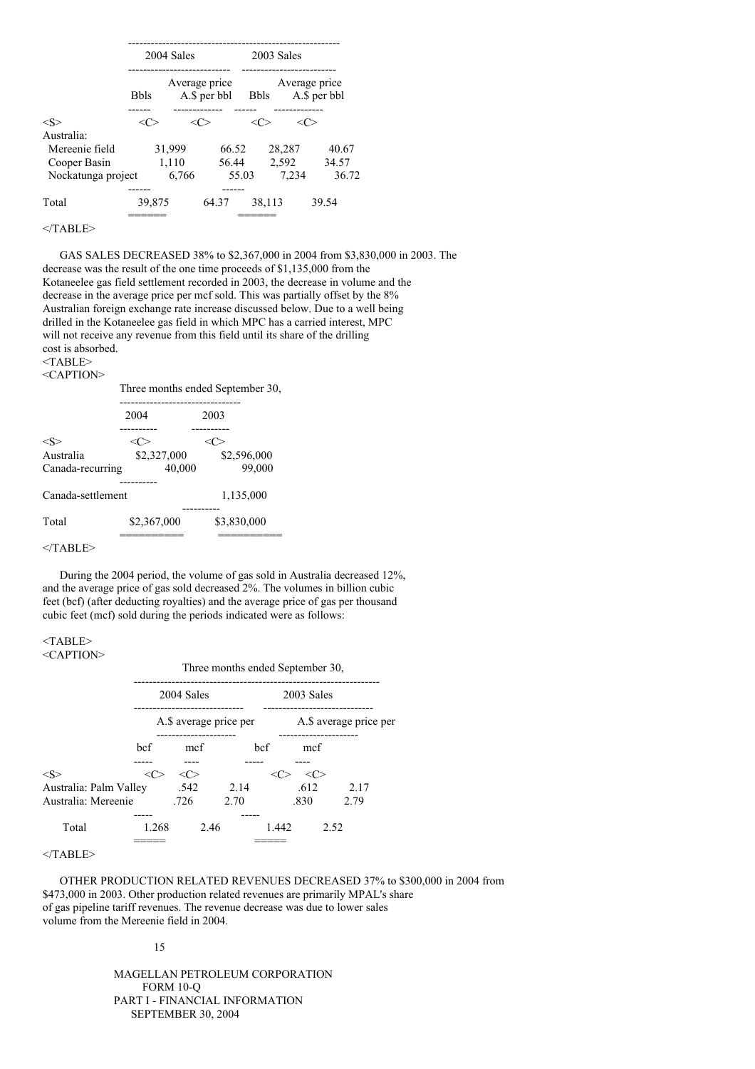| | 2004 Sales | | 2003 Sales | |
|---|---|---|---|---|
| | Bbls | Average price A.$ per bbl | Bbls | Average price A.$ per bbl |
| Australia: | | | | |
| Mereenie field | 31,999 | 66.52 | 28,287 | 40.67 |
| Cooper Basin | 1,110 | 56.44 | 2,592 | 34.57 |
| Nockatunga project | 6,766 | 55.03 | 7,234 | 36.72 |
| Total | 39,875 | 64.37 | 38,113 | 39.54 |

GAS SALES DECREASED 38% to $2,367,000 in 2004 from $3,830,000 in 2003. The decrease was the result of the one time proceeds of $1,135,000 from the Kotaneelee gas field settlement recorded in 2003, the decrease in volume and the decrease in the average price per mcf sold. This was partially offset by the 8% Australian foreign exchange rate increase discussed below. Due to a well being drilled in the Kotaneelee gas field in which MPC has a carried interest, MPC will not receive any revenue from this field until its share of the drilling cost is absorbed.

| | Three months ended September 30, | |
|---|---|---|
| | 2004 | 2003 |
| Australia | $2,327,000 | $2,596,000 |
| Canada-recurring | 40,000 | 99,000 |
| Canada-settlement | | 1,135,000 |
| Total | $2,367,000 | $3,830,000 |

During the 2004 period, the volume of gas sold in Australia decreased 12%, and the average price of gas sold decreased 2%. The volumes in billion cubic feet (bcf) (after deducting royalties) and the average price of gas per thousand cubic feet (mcf) sold during the periods indicated were as follows:

| | Three months ended September 30, | | | |
|---|---|---|---|---|
| | 2004 Sales | | 2003 Sales | |
| | bcf | A.$ average price per mcf | bcf | A.$ average price per mcf |
| Australia: Palm Valley | .542 | 2.14 | .612 | 2.17 |
| Australia: Mereenie | .726 | 2.70 | .830 | 2.79 |
| Total | 1.268 | 2.46 | 1.442 | 2.52 |

OTHER PRODUCTION RELATED REVENUES DECREASED 37% to $300,000 in 2004 from $473,000 in 2003. Other production related revenues are primarily MPAL's share of gas pipeline tariff revenues. The revenue decrease was due to lower sales volume from the Mereenie field in 2004.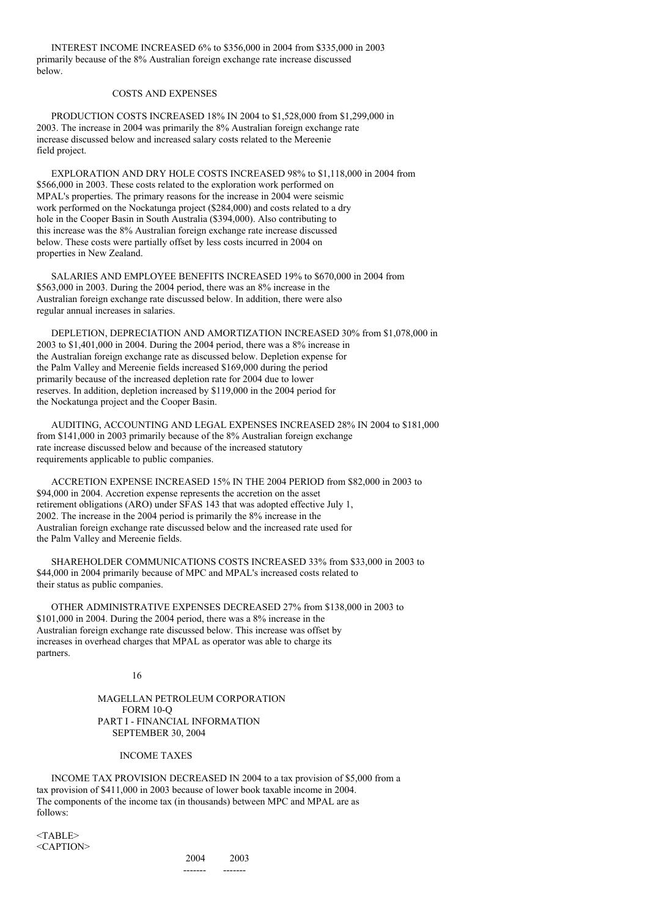INTEREST INCOME INCREASED 6% to $356,000 in 2004 from $335,000 in 2003 primarily because of the 8% Australian foreign exchange rate increase discussed below.

### COSTS AND EXPENSES

PRODUCTION COSTS INCREASED 18% IN 2004 to $1,528,000 from $1,299,000 in 2003. The increase in 2004 was primarily the 8% Australian foreign exchange rate increase discussed below and increased salary costs related to the Mereenie field project.

EXPLORATION AND DRY HOLE COSTS INCREASED 98% to $1,118,000 in 2004 from $566,000 in 2003. These costs related to the exploration work performed on MPAL's properties. The primary reasons for the increase in 2004 were seismic work performed on the Nockatunga project ($284,000) and costs related to a dry hole in the Cooper Basin in South Australia ($394,000). Also contributing to this increase was the 8% Australian foreign exchange rate increase discussed below. These costs were partially offset by less costs incurred in 2004 on properties in New Zealand.

SALARIES AND EMPLOYEE BENEFITS INCREASED 19% to $670,000 in 2004 from $563,000 in 2003. During the 2004 period, there was an 8% increase in the Australian foreign exchange rate discussed below. In addition, there were also regular annual increases in salaries.

DEPLETION, DEPRECIATION AND AMORTIZATION INCREASED 30% from $1,078,000 in 2003 to $1,401,000 in 2004. During the 2004 period, there was a 8% increase in the Australian foreign exchange rate as discussed below. Depletion expense for the Palm Valley and Mereenie fields increased $169,000 during the period primarily because of the increased depletion rate for 2004 due to lower reserves. In addition, depletion increased by $119,000 in the 2004 period for the Nockatunga project and the Cooper Basin.

AUDITING, ACCOUNTING AND LEGAL EXPENSES INCREASED 28% IN 2004 to $181,000 from $141,000 in 2003 primarily because of the 8% Australian foreign exchange rate increase discussed below and because of the increased statutory requirements applicable to public companies.

ACCRETION EXPENSE INCREASED 15% IN THE 2004 PERIOD from $82,000 in 2003 to $94,000 in 2004. Accretion expense represents the accretion on the asset retirement obligations (ARO) under SFAS 143 that was adopted effective July 1, 2002. The increase in the 2004 period is primarily the 8% increase in the Australian foreign exchange rate discussed below and the increased rate used for the Palm Valley and Mereenie fields.

SHAREHOLDER COMMUNICATIONS COSTS INCREASED 33% from $33,000 in 2003 to $44,000 in 2004 primarily because of MPC and MPAL's increased costs related to their status as public companies.

OTHER ADMINISTRATIVE EXPENSES DECREASED 27% from $138,000 in 2003 to $101,000 in 2004. During the 2004 period, there was a 8% increase in the Australian foreign exchange rate discussed below. This increase was offset by increases in overhead charges that MPAL as operator was able to charge its partners.

MAGELLAN PETROLEUM CORPORATION
FORM 10-Q
PART I - FINANCIAL INFORMATION
SEPTEMBER 30, 2004

### INCOME TAXES

INCOME TAX PROVISION DECREASED IN 2004 to a tax provision of $5,000 from a tax provision of $411,000 in 2003 because of lower book taxable income in 2004. The components of the income tax (in thousands) between MPC and MPAL are as follows:

| | 2004 | 2003 |
|---|---|---|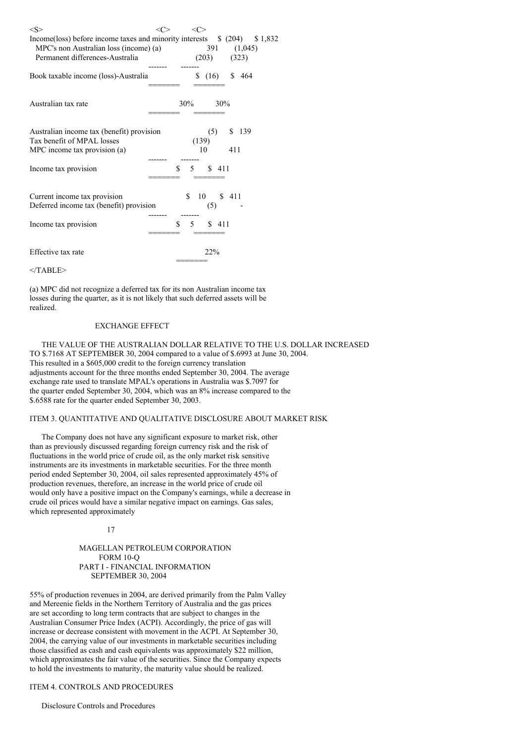| | | |
|---|---|---|
| Income(loss) before income taxes and minority interests | $ (204) | $ 1,832 |
| MPC's non Australian loss (income) (a) | 391 | (1,045) |
| Permanent differences-Australia | (203) | (323) |
| Book taxable income (loss)-Australia | $ (16) | $ 464 |
| Australian tax rate | 30% | 30% |
| Australian income tax (benefit) provision | (5) | $ 139 |
| Tax benefit of MPAL losses | (139) | |
| MPC income tax provision (a) | 10 | 411 |
| Income tax provision | $ 5 | $ 411 |
| Current income tax provision | $ 10 | $ 411 |
| Deferred income tax (benefit) provision | (5) | - |
| Income tax provision | $ 5 | $ 411 |
| Effective tax rate | | 22% |

(a) MPC did not recognize a deferred tax for its non Australian income tax losses during the quarter, as it is not likely that such deferred assets will be realized.

EXCHANGE EFFECT

THE VALUE OF THE AUSTRALIAN DOLLAR RELATIVE TO THE U.S. DOLLAR INCREASED TO $.7168 AT SEPTEMBER 30, 2004 compared to a value of $.6993 at June 30, 2004. This resulted in a $605,000 credit to the foreign currency translation adjustments account for the three months ended September 30, 2004. The average exchange rate used to translate MPAL's operations in Australia was $.7097 for the quarter ended September 30, 2004, which was an 8% increase compared to the $.6588 rate for the quarter ended September 30, 2003.

## ITEM 3. QUANTITATIVE AND QUALITATIVE DISCLOSURE ABOUT MARKET RISK

The Company does not have any significant exposure to market risk, other than as previously discussed regarding foreign currency risk and the risk of fluctuations in the world price of crude oil, as the only market risk sensitive instruments are its investments in marketable securities. For the three month period ended September 30, 2004, oil sales represented approximately 45% of production revenues, therefore, an increase in the world price of crude oil would only have a positive impact on the Company's earnings, while a decrease in crude oil prices would have a similar negative impact on earnings. Gas sales, which represented approximately 55% of production revenues in 2004, are derived primarily from the Palm Valley and Mereenie fields in the Northern Territory of Australia and the gas prices are set according to long term contracts that are subject to changes in the Australian Consumer Price Index (ACPI). Accordingly, the price of gas will increase or decrease consistent with movement in the ACPI. At September 30, 2004, the carrying value of our investments in marketable securities including those classified as cash and cash equivalents was approximately $22 million, which approximates the fair value of the securities. Since the Company expects to hold the investments to maturity, the maturity value should be realized.

## ITEM 4. CONTROLS AND PROCEDURES

Disclosure Controls and Procedures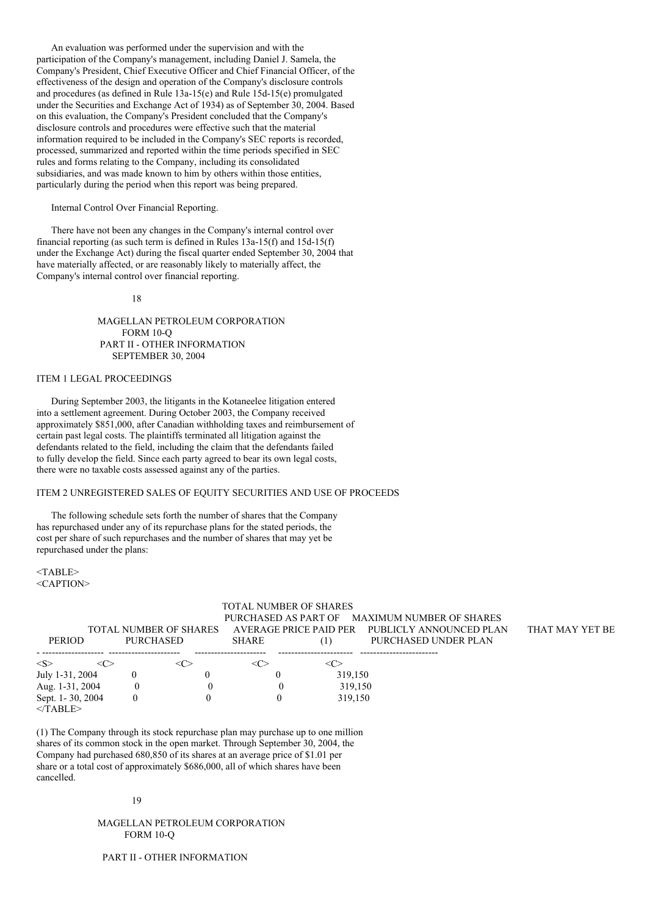An evaluation was performed under the supervision and with the participation of the Company's management, including Daniel J. Samela, the Company's President, Chief Executive Officer and Chief Financial Officer, of the effectiveness of the design and operation of the Company's disclosure controls and procedures (as defined in Rule 13a-15(e) and Rule 15d-15(e) promulgated under the Securities and Exchange Act of 1934) as of September 30, 2004. Based on this evaluation, the Company's President concluded that the Company's disclosure controls and procedures were effective such that the material information required to be included in the Company's SEC reports is recorded, processed, summarized and reported within the time periods specified in SEC rules and forms relating to the Company, including its consolidated subsidiaries, and was made known to him by others within those entities, particularly during the period when this report was being prepared.

Internal Control Over Financial Reporting.

There have not been any changes in the Company's internal control over financial reporting (as such term is defined in Rules 13a-15(f) and 15d-15(f) under the Exchange Act) during the fiscal quarter ended September 30, 2004 that have materially affected, or are reasonably likely to materially affect, the Company's internal control over financial reporting.

MAGELLAN PETROLEUM CORPORATION
FORM 10-Q
PART II - OTHER INFORMATION
SEPTEMBER 30, 2004

## ITEM 1 LEGAL PROCEEDINGS

During September 2003, the litigants in the Kotaneelee litigation entered into a settlement agreement. During October 2003, the Company received approximately $851,000, after Canadian withholding taxes and reimbursement of certain past legal costs. The plaintiffs terminated all litigation against the defendants related to the field, including the claim that the defendants failed to fully develop the field. Since each party agreed to bear its own legal costs, there were no taxable costs assessed against any of the parties.

## ITEM 2 UNREGISTERED SALES OF EQUITY SECURITIES AND USE OF PROCEEDS

The following schedule sets forth the number of shares that the Company has repurchased under any of its repurchase plans for the stated periods, the cost per share of such repurchases and the number of shares that may yet be repurchased under the plans:

| PERIOD | TOTAL NUMBER OF SHARES PURCHASED | AVERAGE PRICE PAID PER SHARE | TOTAL NUMBER OF SHARES PURCHASED AS PART OF PUBLICLY ANNOUNCED PLAN (1) | MAXIMUM NUMBER OF SHARES THAT MAY YET BE PURCHASED UNDER PLAN |
|---|---|---|---|---|
| July 1-31, 2004 | 0 | 0 | 0 | 319,150 |
| Aug. 1-31, 2004 | 0 | 0 | 0 | 319,150 |
| Sept. 1- 30, 2004 | 0 | 0 | 0 | 319,150 |

(1) The Company through its stock repurchase plan may purchase up to one million shares of its common stock in the open market. Through September 30, 2004, the Company had purchased 680,850 of its shares at an average price of $1.01 per share or a total cost of approximately $686,000, all of which shares have been cancelled.

MAGELLAN PETROLEUM CORPORATION
FORM 10-Q

PART II - OTHER INFORMATION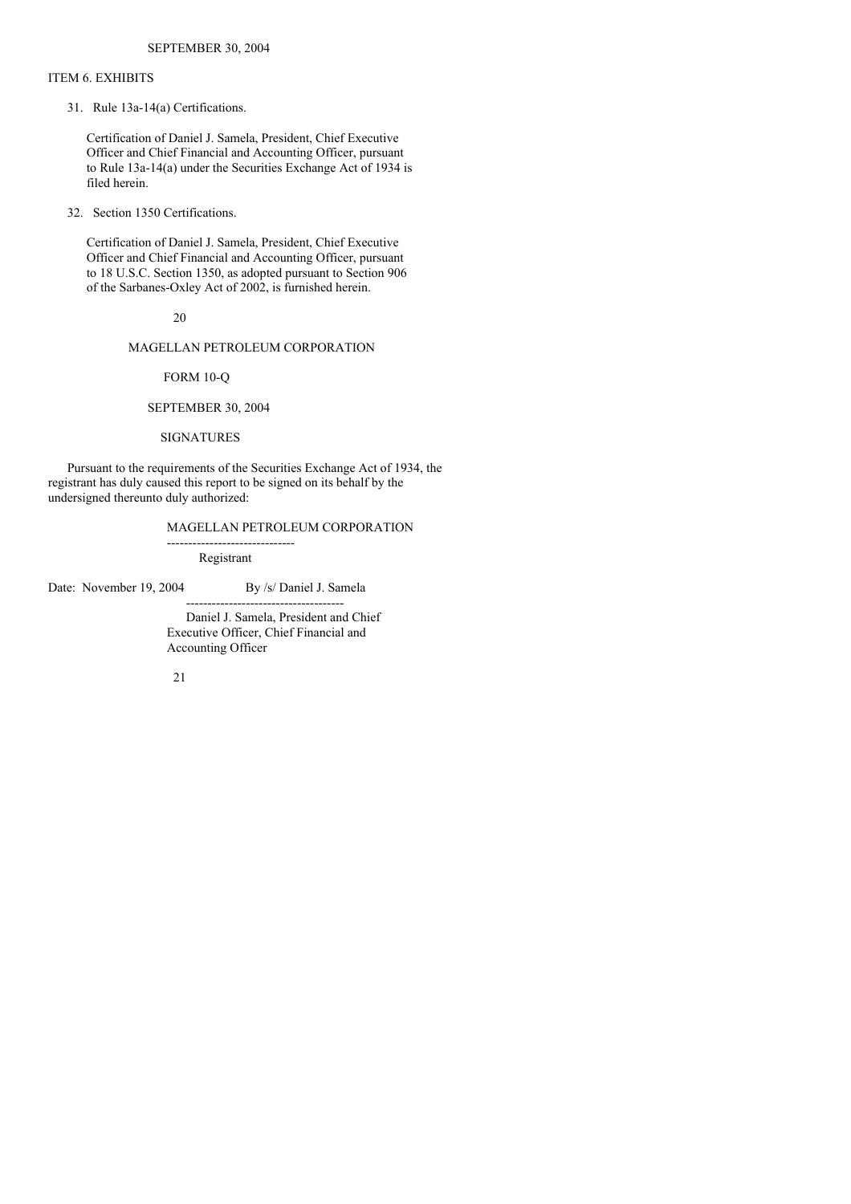SEPTEMBER 30, 2004

## ITEM 6. EXHIBITS

31. Rule 13a-14(a) Certifications.

    Certification of Daniel J. Samela, President, Chief Executive Officer and Chief Financial and Accounting Officer, pursuant to Rule 13a-14(a) under the Securities Exchange Act of 1934 is filed herein.

32. Section 1350 Certifications.

    Certification of Daniel J. Samela, President, Chief Executive Officer and Chief Financial and Accounting Officer, pursuant to 18 U.S.C. Section 1350, as adopted pursuant to Section 906 of the Sarbanes-Oxley Act of 2002, is furnished herein.

MAGELLAN PETROLEUM CORPORATION

FORM 10-Q

SEPTEMBER 30, 2004

## SIGNATURES

Pursuant to the requirements of the Securities Exchange Act of 1934, the registrant has duly caused this report to be signed on its behalf by the undersigned thereunto duly authorized:

MAGELLAN PETROLEUM CORPORATION
------------------------------
Registrant

Date: November 19, 2004 By /s/ Daniel J. Samela
------------------------------------
Daniel J. Samela, President and Chief Executive Officer, Chief Financial and Accounting Officer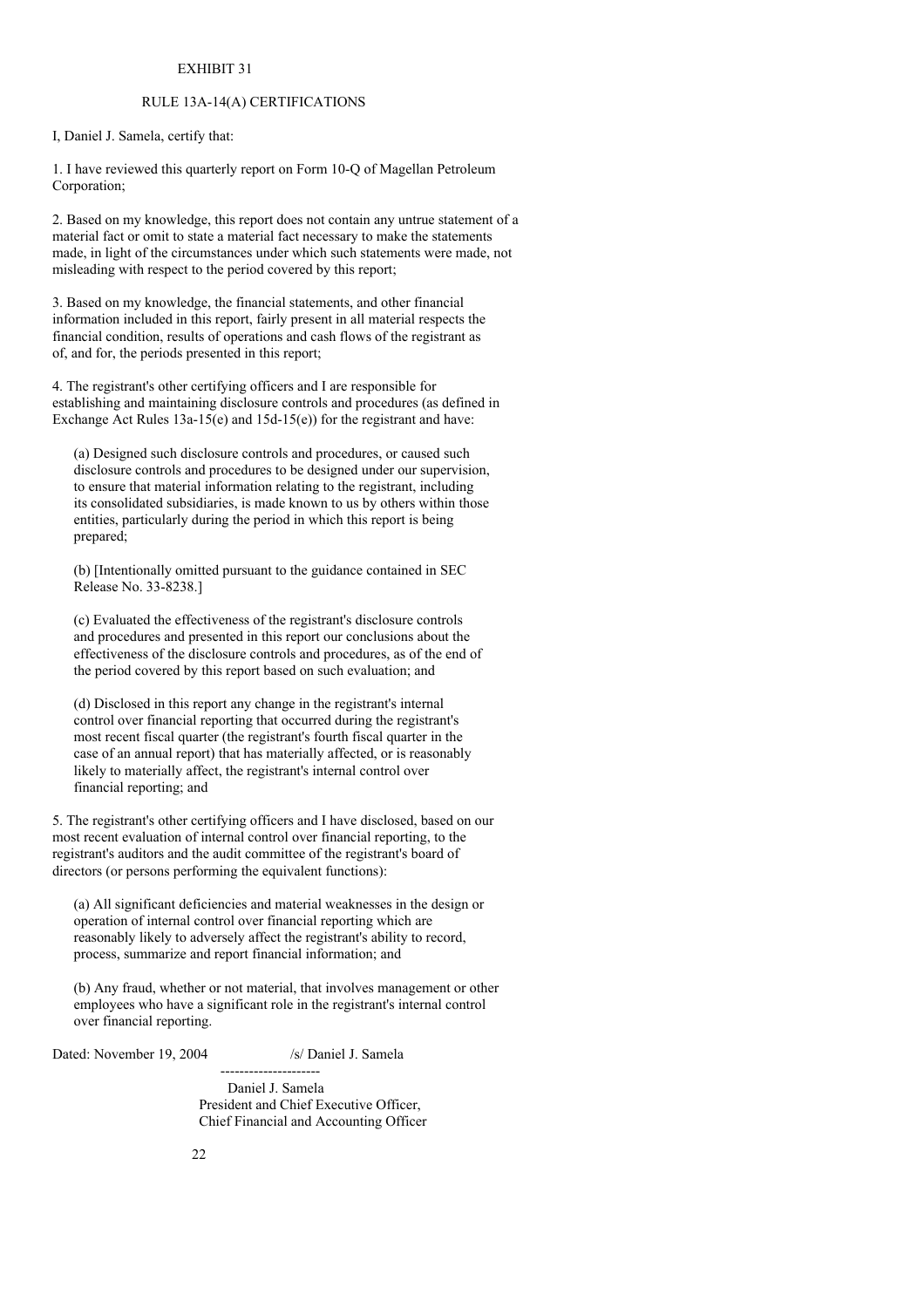# EXHIBIT 31

## RULE 13A-14(A) CERTIFICATIONS

I, Daniel J. Samela, certify that:

1. I have reviewed this quarterly report on Form 10-Q of Magellan Petroleum Corporation;

2. Based on my knowledge, this report does not contain any untrue statement of a material fact or omit to state a material fact necessary to make the statements made, in light of the circumstances under which such statements were made, not misleading with respect to the period covered by this report;

3. Based on my knowledge, the financial statements, and other financial information included in this report, fairly present in all material respects the financial condition, results of operations and cash flows of the registrant as of, and for, the periods presented in this report;

4. The registrant's other certifying officers and I are responsible for establishing and maintaining disclosure controls and procedures (as defined in Exchange Act Rules 13a-15(e) and 15d-15(e)) for the registrant and have:

   (a) Designed such disclosure controls and procedures, or caused such disclosure controls and procedures to be designed under our supervision, to ensure that material information relating to the registrant, including its consolidated subsidiaries, is made known to us by others within those entities, particularly during the period in which this report is being prepared;

   (b) [Intentionally omitted pursuant to the guidance contained in SEC Release No. 33-8238.]

   (c) Evaluated the effectiveness of the registrant's disclosure controls and procedures and presented in this report our conclusions about the effectiveness of the disclosure controls and procedures, as of the end of the period covered by this report based on such evaluation; and

   (d) Disclosed in this report any change in the registrant's internal control over financial reporting that occurred during the registrant's most recent fiscal quarter (the registrant's fourth fiscal quarter in the case of an annual report) that has materially affected, or is reasonably likely to materially affect, the registrant's internal control over financial reporting; and

5. The registrant's other certifying officers and I have disclosed, based on our most recent evaluation of internal control over financial reporting, to the registrant's auditors and the audit committee of the registrant's board of directors (or persons performing the equivalent functions):

   (a) All significant deficiencies and material weaknesses in the design or operation of internal control over financial reporting which are reasonably likely to adversely affect the registrant's ability to record, process, summarize and report financial information; and

   (b) Any fraud, whether or not material, that involves management or other employees who have a significant role in the registrant's internal control over financial reporting.

Dated: November 19, 2004

/s/ Daniel J. Samela

---------------------

Daniel J. Samela
President and Chief Executive Officer,
Chief Financial and Accounting Officer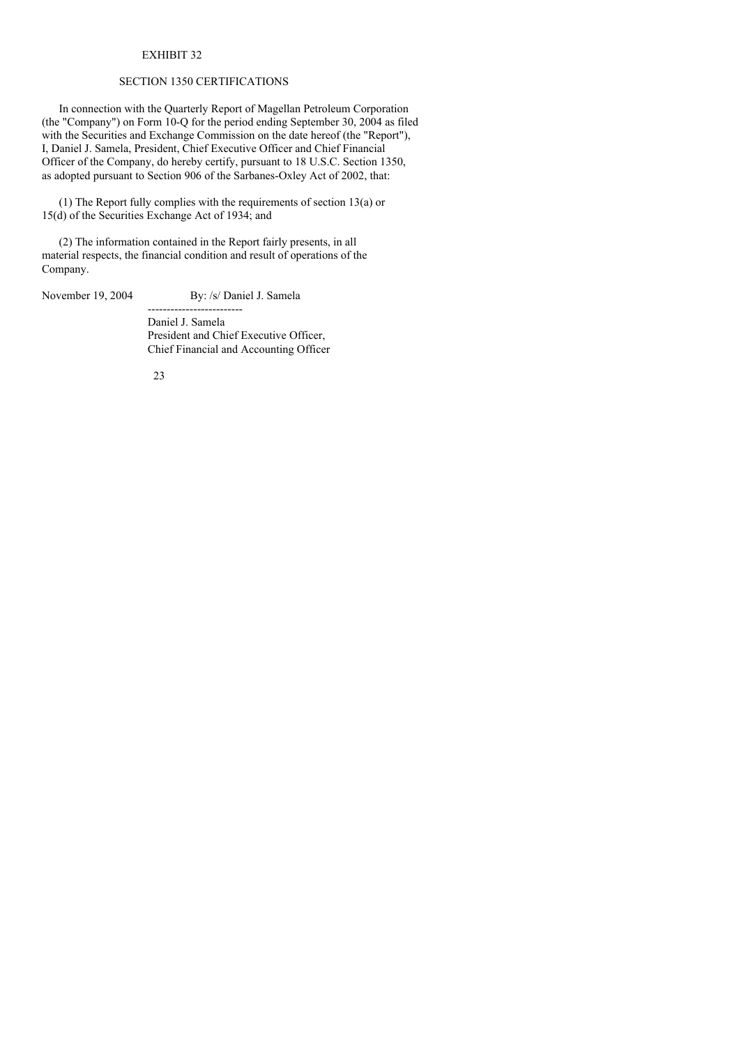EXHIBIT 32

SECTION 1350 CERTIFICATIONS

In connection with the Quarterly Report of Magellan Petroleum Corporation (the "Company") on Form 10-Q for the period ending September 30, 2004 as filed with the Securities and Exchange Commission on the date hereof (the "Report"), I, Daniel J. Samela, President, Chief Executive Officer and Chief Financial Officer of the Company, do hereby certify, pursuant to 18 U.S.C. Section 1350, as adopted pursuant to Section 906 of the Sarbanes-Oxley Act of 2002, that:

(1) The Report fully complies with the requirements of section 13(a) or 15(d) of the Securities Exchange Act of 1934; and

(2) The information contained in the Report fairly presents, in all material respects, the financial condition and result of operations of the Company.

November 19, 2004 By: /s/ Daniel J. Samela

Daniel J. Samela
President and Chief Executive Officer,
Chief Financial and Accounting Officer